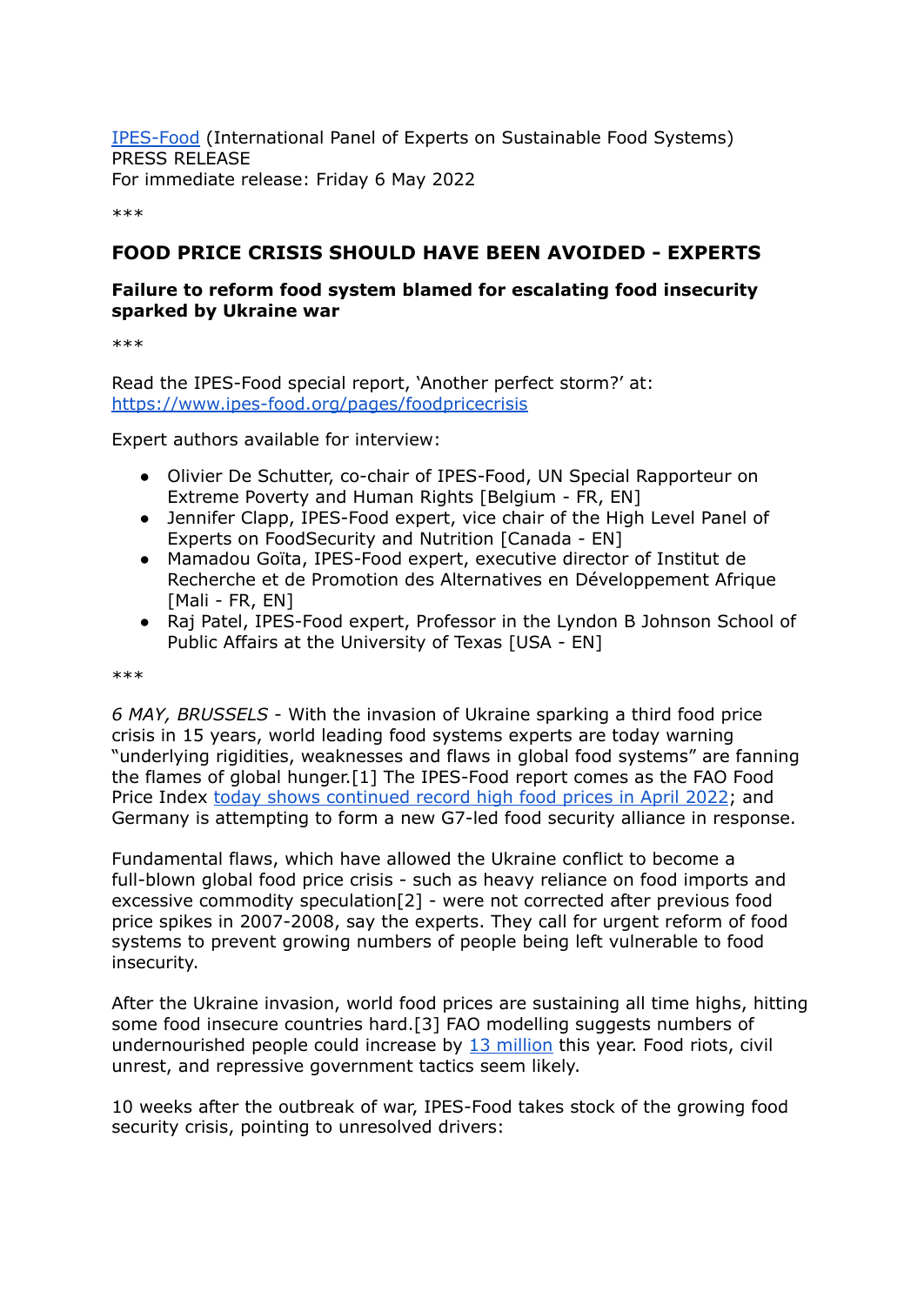[IPES-Food](https://www.ipes-food.org) (International Panel of Experts on Sustainable Food Systems)
PRESS RELEASE
For immediate release: Friday 6 May 2022

***

## FOOD PRICE CRISIS SHOULD HAVE BEEN AVOIDED - EXPERTS

### Failure to reform food system blamed for escalating food insecurity sparked by Ukraine war

***

Read the IPES-Food special report, 'Another perfect storm?' at:
[https://www.ipes-food.org/pages/foodpricecrisis](https://www.ipes-food.org/pages/foodpricecrisis)

Expert authors available for interview:

- Olivier De Schutter, co-chair of IPES-Food, UN Special Rapporteur on Extreme Poverty and Human Rights [Belgium - FR, EN]
- Jennifer Clapp, IPES-Food expert, vice chair of the High Level Panel of Experts on FoodSecurity and Nutrition [Canada - EN]
- Mamadou Goïta, IPES-Food expert, executive director of Institut de Recherche et de Promotion des Alternatives en Développement Afrique [Mali - FR, EN]
- Raj Patel, IPES-Food expert, Professor in the Lyndon B Johnson School of Public Affairs at the University of Texas [USA - EN]

***

*6 MAY, BRUSSELS* - With the invasion of Ukraine sparking a third food price crisis in 15 years, world leading food systems experts are today warning "underlying rigidities, weaknesses and flaws in global food systems" are fanning the flames of global hunger.[1] The IPES-Food report comes as the FAO Food Price Index today shows continued record high food prices in April 2022; and Germany is attempting to form a new G7-led food security alliance in response.

Fundamental flaws, which have allowed the Ukraine conflict to become a full-blown global food price crisis - such as heavy reliance on food imports and excessive commodity speculation[2] - were not corrected after previous food price spikes in 2007-2008, say the experts. They call for urgent reform of food systems to prevent growing numbers of people being left vulnerable to food insecurity.

After the Ukraine invasion, world food prices are sustaining all time highs, hitting some food insecure countries hard.[3] FAO modelling suggests numbers of undernourished people could increase by 13 million this year. Food riots, civil unrest, and repressive government tactics seem likely.

10 weeks after the outbreak of war, IPES-Food takes stock of the growing food security crisis, pointing to unresolved drivers: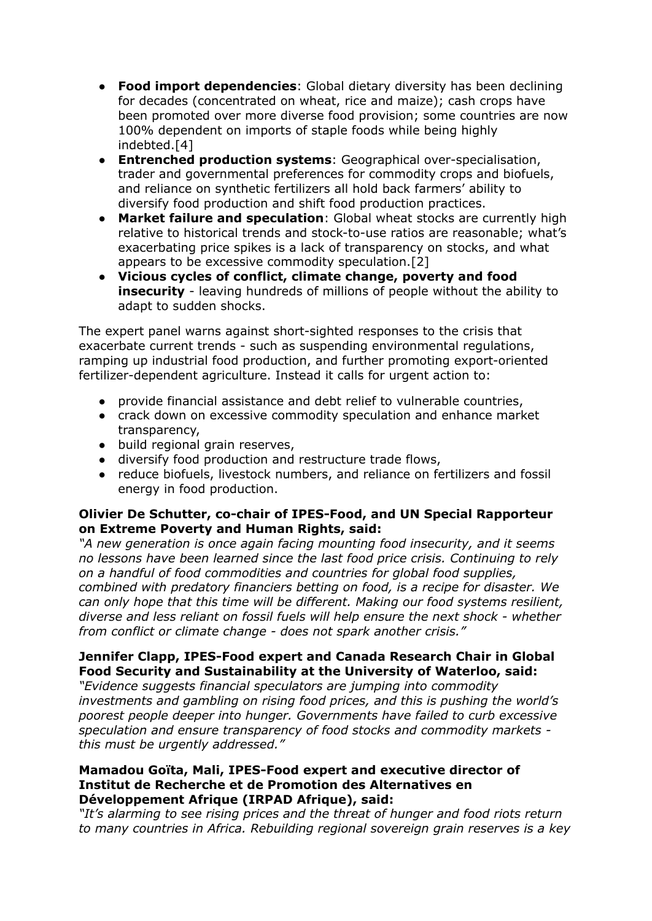- **Food import dependencies**: Global dietary diversity has been declining for decades (concentrated on wheat, rice and maize); cash crops have been promoted over more diverse food provision; some countries are now 100% dependent on imports of staple foods while being highly indebted.[4]
- **Entrenched production systems**: Geographical over-specialisation, trader and governmental preferences for commodity crops and biofuels, and reliance on synthetic fertilizers all hold back farmers' ability to diversify food production and shift food production practices.
- **Market failure and speculation**: Global wheat stocks are currently high relative to historical trends and stock-to-use ratios are reasonable; what's exacerbating price spikes is a lack of transparency on stocks, and what appears to be excessive commodity speculation.[2]
- **Vicious cycles of conflict, climate change, poverty and food insecurity** - leaving hundreds of millions of people without the ability to adapt to sudden shocks.

The expert panel warns against short-sighted responses to the crisis that exacerbate current trends - such as suspending environmental regulations, ramping up industrial food production, and further promoting export-oriented fertilizer-dependent agriculture. Instead it calls for urgent action to:

- provide financial assistance and debt relief to vulnerable countries,
- crack down on excessive commodity speculation and enhance market transparency,
- build regional grain reserves,
- diversify food production and restructure trade flows,
- reduce biofuels, livestock numbers, and reliance on fertilizers and fossil energy in food production.

**Olivier De Schutter, co-chair of IPES-Food, and UN Special Rapporteur on Extreme Poverty and Human Rights, said:**
*"A new generation is once again facing mounting food insecurity, and it seems no lessons have been learned since the last food price crisis. Continuing to rely on a handful of food commodities and countries for global food supplies, combined with predatory financiers betting on food, is a recipe for disaster. We can only hope that this time will be different. Making our food systems resilient, diverse and less reliant on fossil fuels will help ensure the next shock - whether from conflict or climate change - does not spark another crisis."*

**Jennifer Clapp, IPES-Food expert and Canada Research Chair in Global Food Security and Sustainability at the University of Waterloo, said:**
*"Evidence suggests financial speculators are jumping into commodity investments and gambling on rising food prices, and this is pushing the world's poorest people deeper into hunger. Governments have failed to curb excessive speculation and ensure transparency of food stocks and commodity markets - this must be urgently addressed."*

**Mamadou Goïta, Mali, IPES-Food expert and executive director of Institut de Recherche et de Promotion des Alternatives en Développement Afrique (IRPAD Afrique), said:**
*"It's alarming to see rising prices and the threat of hunger and food riots return to many countries in Africa. Rebuilding regional sovereign grain reserves is a key*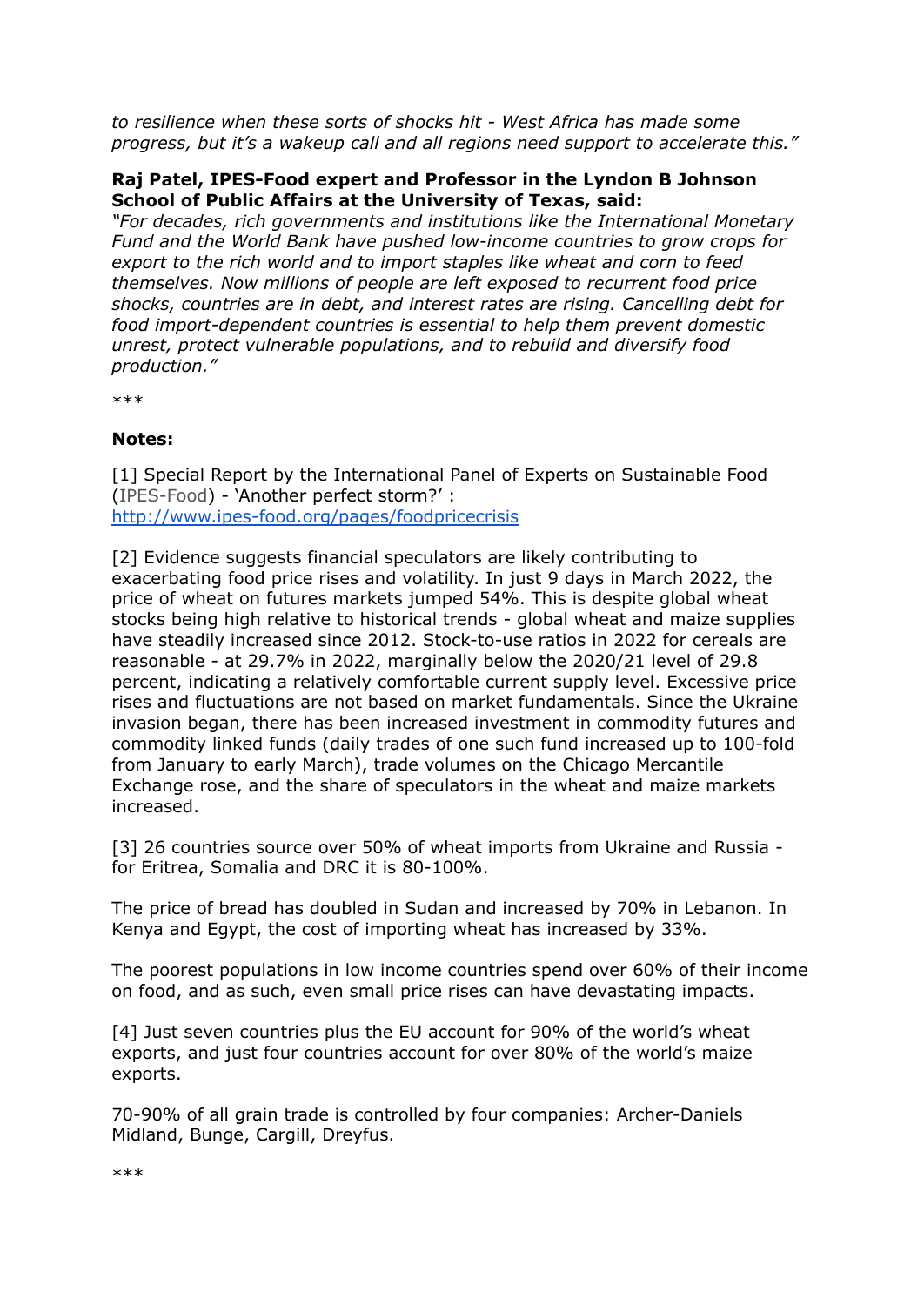*to resilience when these sorts of shocks hit - West Africa has made some progress, but it's a wakeup call and all regions need support to accelerate this."*

**Raj Patel, IPES-Food expert and Professor in the Lyndon B Johnson School of Public Affairs at the University of Texas, said:**
*"For decades, rich governments and institutions like the International Monetary Fund and the World Bank have pushed low-income countries to grow crops for export to the rich world and to import staples like wheat and corn to feed themselves. Now millions of people are left exposed to recurrent food price shocks, countries are in debt, and interest rates are rising. Cancelling debt for food import-dependent countries is essential to help them prevent domestic unrest, protect vulnerable populations, and to rebuild and diversify food production."*

***

**Notes:**

[1] Special Report by the International Panel of Experts on Sustainable Food (IPES-Food) - 'Another perfect storm?' : [http://www.ipes-food.org/pages/foodpricecrisis](http://www.ipes-food.org/pages/foodpricecrisis)

[2] Evidence suggests financial speculators are likely contributing to exacerbating food price rises and volatility. In just 9 days in March 2022, the price of wheat on futures markets jumped 54%. This is despite global wheat stocks being high relative to historical trends - global wheat and maize supplies have steadily increased since 2012. Stock-to-use ratios in 2022 for cereals are reasonable - at 29.7% in 2022, marginally below the 2020/21 level of 29.8 percent, indicating a relatively comfortable current supply level. Excessive price rises and fluctuations are not based on market fundamentals. Since the Ukraine invasion began, there has been increased investment in commodity futures and commodity linked funds (daily trades of one such fund increased up to 100-fold from January to early March), trade volumes on the Chicago Mercantile Exchange rose, and the share of speculators in the wheat and maize markets increased.

[3] 26 countries source over 50% of wheat imports from Ukraine and Russia - for Eritrea, Somalia and DRC it is 80-100%.

The price of bread has doubled in Sudan and increased by 70% in Lebanon. In Kenya and Egypt, the cost of importing wheat has increased by 33%.

The poorest populations in low income countries spend over 60% of their income on food, and as such, even small price rises can have devastating impacts.

[4] Just seven countries plus the EU account for 90% of the world's wheat exports, and just four countries account for over 80% of the world's maize exports.

70-90% of all grain trade is controlled by four companies: Archer-Daniels Midland, Bunge, Cargill, Dreyfus.

***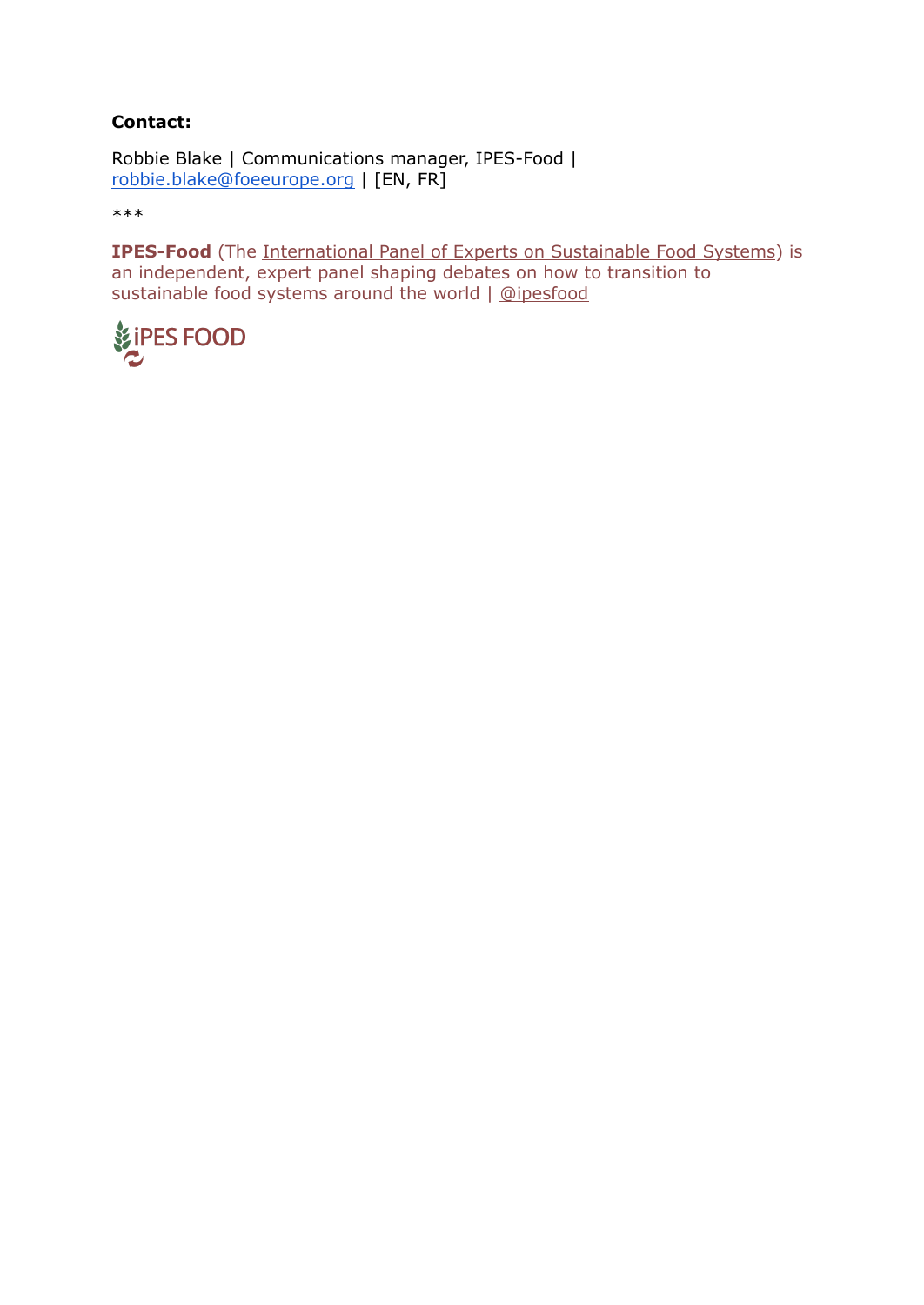**Contact:**

Robbie Blake | Communications manager, IPES-Food | robbie.blake@foeeurope.org | [EN, FR]

***

**IPES-Food** (The International Panel of Experts on Sustainable Food Systems) is an independent, expert panel shaping debates on how to transition to sustainable food systems around the world | @ipesfood

iPES FOOD